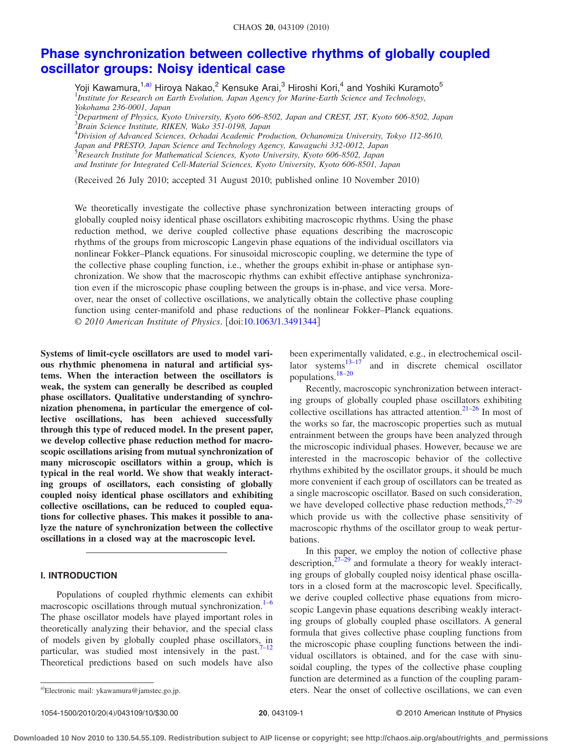# Phase synchronization between collective rhythms of globally coupled oscillator groups: Noisy identical case

Yoji Kawamura,[1,a)] Hiroya Nakao,[2] Kensuke Arai,[3] Hiroshi Kori,[4] and Yoshiki Kuramoto[5]

[1] *Institute for Research on Earth Evolution, Japan Agency for Marine-Earth Science and Technology, Yokohama 236-0001, Japan*
[2] *Department of Physics, Kyoto University, Kyoto 606-8502, Japan and CREST, JST, Kyoto 606-8502, Japan*
[3] *Brain Science Institute, RIKEN, Wako 351-0198, Japan*
[4] *Division of Advanced Sciences, Ochadai Academic Production, Ochanomizu University, Tokyo 112-8610, Japan and PRESTO, Japan Science and Technology Agency, Kawaguchi 332-0012, Japan*
[5] *Research Institute for Mathematical Sciences, Kyoto University, Kyoto 606-8502, Japan and Institute for Integrated Cell-Material Sciences, Kyoto University, Kyoto 606-8501, Japan*

(Received 26 July 2010; accepted 31 August 2010; published online 10 November 2010)

We theoretically investigate the collective phase synchronization between interacting groups of globally coupled noisy identical phase oscillators exhibiting macroscopic rhythms. Using the phase reduction method, we derive coupled collective phase equations describing the macroscopic rhythms of the groups from microscopic Langevin phase equations of the individual oscillators via nonlinear Fokker–Planck equations. For sinusoidal microscopic coupling, we determine the type of the collective phase coupling function, i.e., whether the groups exhibit in-phase or antiphase synchronization. We show that the macroscopic rhythms can exhibit effective antiphase synchronization even if the microscopic phase coupling between the groups is in-phase, and vice versa. Moreover, near the onset of collective oscillations, we analytically obtain the collective phase coupling function using center-manifold and phase reductions of the nonlinear Fokker–Planck equations. © *2010 American Institute of Physics*. [doi:10.1063/1.3491344]

**Systems of limit-cycle oscillators are used to model various rhythmic phenomena in natural and artificial systems. When the interaction between the oscillators is weak, the system can generally be described as coupled phase oscillators. Qualitative understanding of synchronization phenomena, in particular the emergence of collective oscillations, has been achieved successfully through this type of reduced model. In the present paper, we develop collective phase reduction method for macroscopic oscillations arising from mutual synchronization of many microscopic oscillators within a group, which is typical in the real world. We show that weakly interacting groups of oscillators, each consisting of globally coupled noisy identical phase oscillators and exhibiting collective oscillations, can be reduced to coupled equations for collective phases. This makes it possible to analyze the nature of synchronization between the collective oscillations in a closed way at the macroscopic level.**

## I. INTRODUCTION

Populations of coupled rhythmic elements can exhibit macroscopic oscillations through mutual synchronization.[1–6] The phase oscillator models have played important roles in theoretically analyzing their behavior, and the special class of models given by globally coupled phase oscillators, in particular, was studied most intensively in the past.[7–12] Theoretical predictions based on such models have also been experimentally validated, e.g., in electrochemical oscillator systems[13–17] and in discrete chemical oscillator populations.[18–20]

Recently, macroscopic synchronization between interacting groups of globally coupled phase oscillators exhibiting collective oscillations has attracted attention.[21–26] In most of the works so far, the macroscopic properties such as mutual entrainment between the groups have been analyzed through the microscopic individual phases. However, because we are interested in the macroscopic behavior of the collective rhythms exhibited by the oscillator groups, it should be much more convenient if each group of oscillators can be treated as a single macroscopic oscillator. Based on such consideration, we have developed collective phase reduction methods,[27–29] which provide us with the collective phase sensitivity of macroscopic rhythms of the oscillator group to weak perturbations.

In this paper, we employ the notion of collective phase description,[27–29] and formulate a theory for weakly interacting groups of globally coupled noisy identical phase oscillators in a closed form at the macroscopic level. Specifically, we derive coupled collective phase equations from microscopic Langevin phase equations describing weakly interacting groups of globally coupled phase oscillators. A general formula that gives collective phase coupling functions from the microscopic phase coupling functions between the individual oscillators is obtained, and for the case with sinusoidal coupling, the types of the collective phase coupling function are determined as a function of the coupling parameters. Near the onset of collective oscillations, we can even

[a)] Electronic mail: ykawamura@jamstec.go.jp.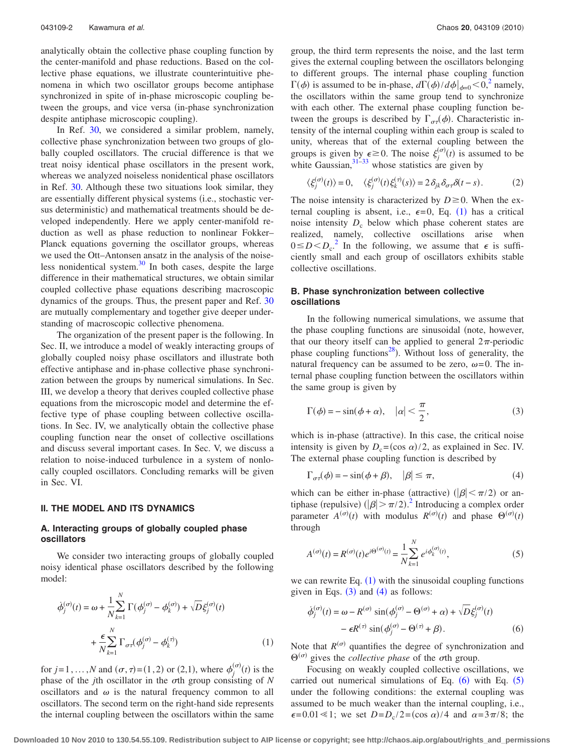analytically obtain the collective phase coupling function by the center-manifold and phase reductions. Based on the collective phase equations, we illustrate counterintuitive phenomena in which two oscillator groups become antiphase synchronized in spite of in-phase microscopic coupling between the groups, and vice versa (in-phase synchronization despite antiphase microscopic coupling).

In Ref. [30], we considered a similar problem, namely, collective phase synchronization between two groups of globally coupled oscillators. The crucial difference is that we treat noisy identical phase oscillators in the present work, whereas we analyzed noiseless nonidentical phase oscillators in Ref. [30]. Although these two situations look similar, they are essentially different physical systems (i.e., stochastic versus deterministic) and mathematical treatments should be developed independently. Here we apply center-manifold reduction as well as phase reduction to nonlinear Fokker–Planck equations governing the oscillator groups, whereas we used the Ott–Antonsen ansatz in the analysis of the noiseless nonidentical system.[30] In both cases, despite the large difference in their mathematical structures, we obtain similar coupled collective phase equations describing macroscopic dynamics of the groups. Thus, the present paper and Ref. [30] are mutually complementary and together give deeper understanding of macroscopic collective phenomena.

The organization of the present paper is the following. In Sec. II, we introduce a model of weakly interacting groups of globally coupled noisy phase oscillators and illustrate both effective antiphase and in-phase collective phase synchronization between the groups by numerical simulations. In Sec. III, we develop a theory that derives coupled collective phase equations from the microscopic model and determine the effective type of phase coupling between collective oscillations. In Sec. IV, we analytically obtain the collective phase coupling function near the onset of collective oscillations and discuss several important cases. In Sec. V, we discuss a relation to noise-induced turbulence in a system of nonlocally coupled oscillators. Concluding remarks will be given in Sec. VI.

## II. THE MODEL AND ITS DYNAMICS

### A. Interacting groups of globally coupled phase oscillators

We consider two interacting groups of globally coupled noisy identical phase oscillators described by the following model:

$$\dot{\phi}_j^{(\sigma)}(t) = \omega + \frac{1}{N}\sum_{k=1}^{N}\Gamma(\phi_j^{(\sigma)} - \phi_k^{(\sigma)}) + \sqrt{D}\xi_j^{(\sigma)}(t) + \frac{\epsilon}{N}\sum_{k=1}^{N}\Gamma_{\sigma\tau}(\phi_j^{(\sigma)} - \phi_k^{(\tau)}) \tag{1}$$

for $j=1,\ldots,N$ and $(\sigma,\tau)=(1,2)$ or $(2,1)$, where $\phi_j^{(\sigma)}(t)$ is the phase of the $j$th oscillator in the $\sigma$th group consisting of $N$ oscillators and $\omega$ is the natural frequency common to all oscillators. The second term on the right-hand side represents the internal coupling between the oscillators within the same group, the third term represents the noise, and the last term gives the external coupling between the oscillators belonging to different groups. The internal phase coupling function $\Gamma(\phi)$ is assumed to be in-phase, $d\Gamma(\phi)/d\phi|_{\phi=0}<0$,[2] namely, the oscillators within the same group tend to synchronize with each other. The external phase coupling function between the groups is described by $\Gamma_{\sigma\tau}(\phi)$. Characteristic intensity of the internal coupling within each group is scaled to unity, whereas that of the external coupling between the groups is given by $\epsilon \geq 0$. The noise $\xi_j^{(\sigma)}(t)$ is assumed to be white Gaussian,[31–33] whose statistics are given by

$$\langle \xi_j^{(\sigma)}(t)\rangle = 0, \quad \langle \xi_j^{(\sigma)}(t)\xi_k^{(\tau)}(s)\rangle = 2\delta_{jk}\delta_{\sigma\tau}\delta(t-s). \tag{2}$$

The noise intensity is characterized by $D\geq 0$. When the external coupling is absent, i.e., $\epsilon=0$, Eq. (1) has a critical noise intensity $D_c$ below which phase coherent states are realized, namely, collective oscillations arise when $0\leq D < D_c$.[2] In the following, we assume that $\epsilon$ is sufficiently small and each group of oscillators exhibits stable collective oscillations.

### B. Phase synchronization between collective oscillations

In the following numerical simulations, we assume that the phase coupling functions are sinusoidal (note, however, that our theory itself can be applied to general $2\pi$-periodic phase coupling functions[28]). Without loss of generality, the natural frequency can be assumed to be zero, $\omega=0$. The internal phase coupling function between the oscillators within the same group is given by

$$\Gamma(\phi) = -\sin(\phi+\alpha), \quad |\alpha| < \frac{\pi}{2}, \tag{3}$$

which is in-phase (attractive). In this case, the critical noise intensity is given by $D_c=(\cos\alpha)/2$, as explained in Sec. IV. The external phase coupling function is described by

$$\Gamma_{\sigma\tau}(\phi) = -\sin(\phi+\beta), \quad |\beta| \leq \pi, \tag{4}$$

which can be either in-phase (attractive) $(|\beta|<\pi/2)$ or antiphase (repulsive) $(|\beta|>\pi/2)$.[2] Introducing a complex order parameter $A^{(\sigma)}(t)$ with modulus $R^{(\sigma)}(t)$ and phase $\Theta^{(\sigma)}(t)$ through

$$A^{(\sigma)}(t) = R^{(\sigma)}(t)e^{i\Theta^{(\sigma)}(t)} = \frac{1}{N}\sum_{k=1}^{N} e^{i\phi_k^{(\sigma)}(t)}, \tag{5}$$

we can rewrite Eq. (1) with the sinusoidal coupling functions given in Eqs. (3) and (4) as follows:

$$\dot{\phi}_j^{(\sigma)}(t) = \omega - R^{(\sigma)}\sin(\phi_j^{(\sigma)} - \Theta^{(\sigma)} + \alpha) + \sqrt{D}\xi_j^{(\sigma)}(t) - \epsilon R^{(\tau)}\sin(\phi_j^{(\sigma)} - \Theta^{(\tau)} + \beta). \tag{6}$$

Note that $R^{(\sigma)}$ quantifies the degree of synchronization and $\Theta^{(\sigma)}$ gives the *collective phase* of the $\sigma$th group.

Focusing on weakly coupled collective oscillations, we carried out numerical simulations of Eq. (6) with Eq. (5) under the following conditions: the external coupling was assumed to be much weaker than the internal coupling, i.e., $\epsilon=0.01\ll 1$; we set $D=D_c/2=(\cos\alpha)/4$ and $\alpha=3\pi/8$; the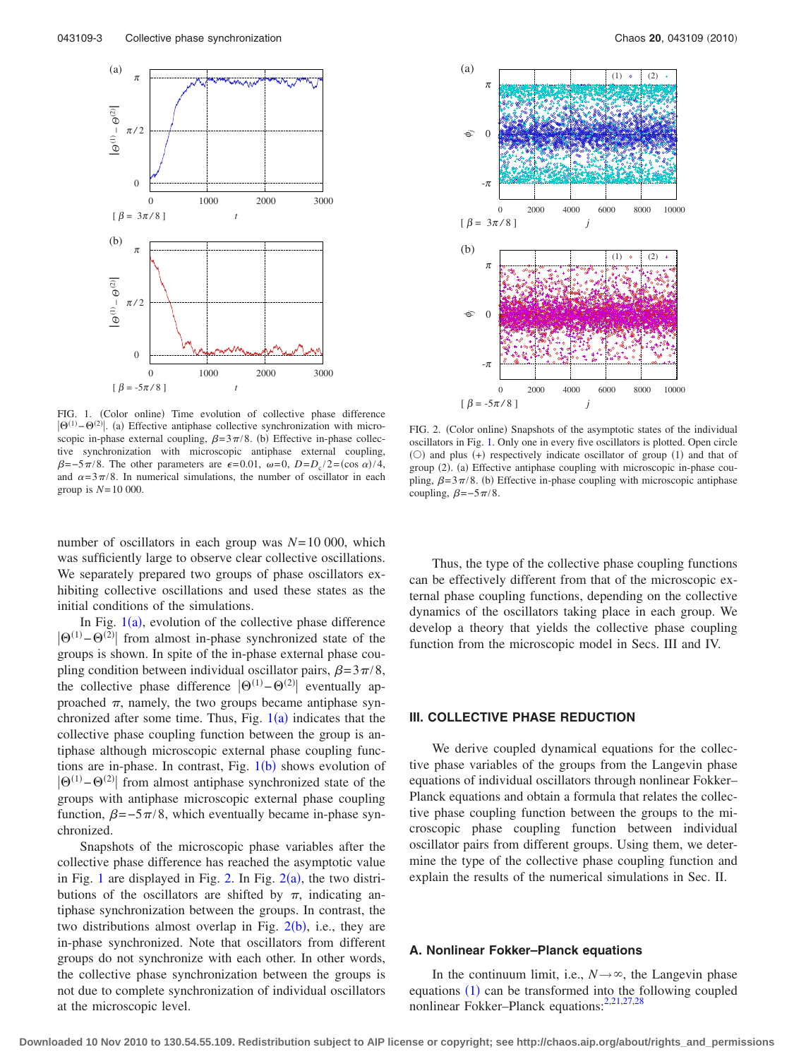FIG. 1. (Color online) Time evolution of collective phase difference $|\Theta^{(1)}-\Theta^{(2)}|$. (a) Effective antiphase collective synchronization with microscopic in-phase external coupling, $\beta=3\pi/8$. (b) Effective in-phase collective synchronization with microscopic antiphase external coupling, $\beta=-5\pi/8$. The other parameters are $\epsilon=0.01$, $\omega=0$, $D=D_c/2=(\cos\alpha)/4$, and $\alpha=3\pi/8$. In numerical simulations, the number of oscillator in each group is $N=10\ 000$.

FIG. 2. (Color online) Snapshots of the asymptotic states of the individual oscillators in Fig. 1. Only one in every five oscillators is plotted. Open circle (○) and plus (+) respectively indicate oscillator of group (1) and that of group (2). (a) Effective antiphase coupling with microscopic in-phase coupling, $\beta=3\pi/8$. (b) Effective in-phase coupling with microscopic antiphase coupling, $\beta=-5\pi/8$.

number of oscillators in each group was $N=10\ 000$, which was sufficiently large to observe clear collective oscillations. We separately prepared two groups of phase oscillators exhibiting collective oscillations and used these states as the initial conditions of the simulations.

In Fig. 1(a), evolution of the collective phase difference $|\Theta^{(1)}-\Theta^{(2)}|$ from almost in-phase synchronized state of the groups is shown. In spite of the in-phase external phase coupling condition between individual oscillator pairs, $\beta=3\pi/8$, the collective phase difference $|\Theta^{(1)}-\Theta^{(2)}|$ eventually approached $\pi$, namely, the two groups became antiphase synchronized after some time. Thus, Fig. 1(a) indicates that the collective phase coupling function between the group is antiphase although microscopic external phase coupling functions are in-phase. In contrast, Fig. 1(b) shows evolution of $|\Theta^{(1)}-\Theta^{(2)}|$ from almost antiphase synchronized state of the groups with antiphase microscopic external phase coupling function, $\beta=-5\pi/8$, which eventually became in-phase synchronized.

Snapshots of the microscopic phase variables after the collective phase difference has reached the asymptotic value in Fig. 1 are displayed in Fig. 2. In Fig. 2(a), the two distributions of the oscillators are shifted by $\pi$, indicating antiphase synchronization between the groups. In contrast, the two distributions almost overlap in Fig. 2(b), i.e., they are in-phase synchronized. Note that oscillators from different groups do not synchronize with each other. In other words, the collective phase synchronization between the groups is not due to complete synchronization of individual oscillators at the microscopic level.

Thus, the type of the collective phase coupling functions can be effectively different from that of the microscopic external phase coupling functions, depending on the collective dynamics of the oscillators taking place in each group. We develop a theory that yields the collective phase coupling function from the microscopic model in Secs. III and IV.

## III. COLLECTIVE PHASE REDUCTION

We derive coupled dynamical equations for the collective phase variables of the groups from the Langevin phase equations of individual oscillators through nonlinear Fokker–Planck equations and obtain a formula that relates the collective phase coupling function between the groups to the microscopic phase coupling function between individual oscillator pairs from different groups. Using them, we determine the type of the collective phase coupling function and explain the results of the numerical simulations in Sec. II.

### A. Nonlinear Fokker–Planck equations

In the continuum limit, i.e., $N\to\infty$, the Langevin phase equations (1) can be transformed into the following coupled nonlinear Fokker–Planck equations:[2,21,27,28]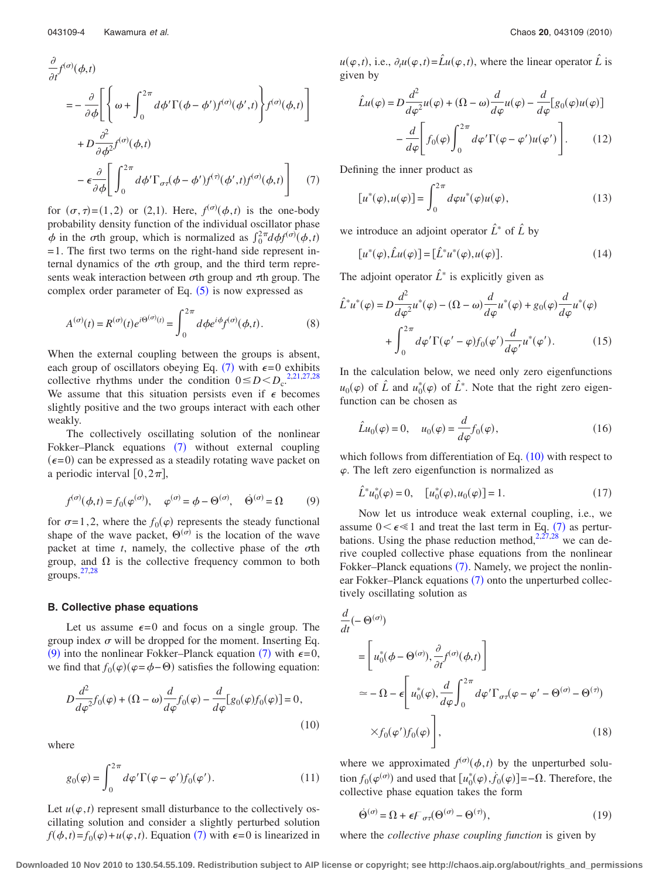$$\frac{\partial}{\partial t} f^{(\sigma)}(\phi,t) = -\frac{\partial}{\partial \phi}\left[\left\{\omega + \int_0^{2\pi} d\phi' \Gamma(\phi-\phi') f^{(\sigma)}(\phi',t)\right\} f^{(\sigma)}(\phi,t)\right] + D\frac{\partial^2}{\partial \phi^2} f^{(\sigma)}(\phi,t) - \epsilon \frac{\partial}{\partial \phi}\left[\int_0^{2\pi} d\phi' \Gamma_{\sigma\tau}(\phi-\phi') f^{(\tau)}(\phi',t) f^{(\sigma)}(\phi,t)\right] \tag{7}$$

for $(\sigma,\tau)=(1,2)$ or $(2,1)$. Here, $f^{(\sigma)}(\phi,t)$ is the one-body probability density function of the individual oscillator phase $\phi$ in the $\sigma$th group, which is normalized as $\int_0^{2\pi} d\phi f^{(\sigma)}(\phi,t) = 1$. The first two terms on the right-hand side represent internal dynamics of the $\sigma$th group, and the third term represents weak interaction between $\sigma$th group and $\tau$th group. The complex order parameter of Eq. (5) is now expressed as

$$A^{(\sigma)}(t) = R^{(\sigma)}(t) e^{i\Theta^{(\sigma)}(t)} = \int_0^{2\pi} d\phi e^{i\phi} f^{(\sigma)}(\phi,t). \tag{8}$$

When the external coupling between the groups is absent, each group of oscillators obeying Eq. (7) with $\epsilon=0$ exhibits collective rhythms under the condition $0 \le D < D_c$.[2,21,27,28] We assume that this situation persists even if $\epsilon$ becomes slightly positive and the two groups interact with each other weakly.

The collectively oscillating solution of the nonlinear Fokker–Planck equations (7) without external coupling ($\epsilon=0$) can be expressed as a steadily rotating wave packet on a periodic interval $[0,2\pi]$,

$$f^{(\sigma)}(\phi,t) = f_0(\varphi^{(\sigma)}), \quad \varphi^{(\sigma)} = \phi - \Theta^{(\sigma)}, \quad \dot{\Theta}^{(\sigma)} = \Omega \tag{9}$$

for $\sigma=1,2$, where the $f_0(\varphi)$ represents the steady functional shape of the wave packet, $\Theta^{(\sigma)}$ is the location of the wave packet at time $t$, namely, the collective phase of the $\sigma$th group, and $\Omega$ is the collective frequency common to both groups.[27,28]

### B. Collective phase equations

Let us assume $\epsilon=0$ and focus on a single group. The group index $\sigma$ will be dropped for the moment. Inserting Eq. (9) into the nonlinear Fokker–Planck equation (7) with $\epsilon=0$, we find that $f_0(\varphi)(\varphi=\phi-\Theta)$ satisfies the following equation:

$$D\frac{d^2}{d\varphi^2} f_0(\varphi) + (\Omega-\omega)\frac{d}{d\varphi} f_0(\varphi) - \frac{d}{d\varphi}[g_0(\varphi) f_0(\varphi)] = 0, \tag{10}$$

where

$$g_0(\varphi) = \int_0^{2\pi} d\varphi' \Gamma(\varphi-\varphi') f_0(\varphi'). \tag{11}$$

Let $u(\varphi,t)$ represent small disturbance to the collectively oscillating solution and consider a slightly perturbed solution $f(\phi,t) = f_0(\varphi) + u(\varphi,t)$. Equation (7) with $\epsilon=0$ is linearized in $u(\varphi,t)$, i.e., $\partial_t u(\varphi,t) = \hat{L} u(\varphi,t)$, where the linear operator $\hat{L}$ is given by

$$\hat{L}u(\varphi) = D\frac{d^2}{d\varphi^2} u(\varphi) + (\Omega-\omega)\frac{d}{d\varphi} u(\varphi) - \frac{d}{d\varphi}[g_0(\varphi) u(\varphi)] - \frac{d}{d\varphi}\left[f_0(\varphi)\int_0^{2\pi} d\varphi' \Gamma(\varphi-\varphi') u(\varphi')\right]. \tag{12}$$

Defining the inner product as

$$[u^*(\varphi), u(\varphi)] = \int_0^{2\pi} d\varphi u^*(\varphi) u(\varphi), \tag{13}$$

we introduce an adjoint operator $\hat{L}^*$ of $\hat{L}$ by

$$[u^*(\varphi), \hat{L}u(\varphi)] = [\hat{L}^* u^*(\varphi), u(\varphi)]. \tag{14}$$

The adjoint operator $\hat{L}^*$ is explicitly given as

$$\hat{L}^* u^*(\varphi) = D\frac{d^2}{d\varphi^2} u^*(\varphi) - (\Omega-\omega)\frac{d}{d\varphi} u^*(\varphi) + g_0(\varphi)\frac{d}{d\varphi} u^*(\varphi) + \int_0^{2\pi} d\varphi' \Gamma(\varphi'-\varphi) f_0(\varphi')\frac{d}{d\varphi'} u^*(\varphi'). \tag{15}$$

In the calculation below, we need only zero eigenfunctions $u_0(\varphi)$ of $\hat{L}$ and $u_0^*(\varphi)$ of $\hat{L}^*$. Note that the right zero eigenfunction can be chosen as

$$\hat{L}u_0(\varphi) = 0, \quad u_0(\varphi) = \frac{d}{d\varphi} f_0(\varphi), \tag{16}$$

which follows from differentiation of Eq. (10) with respect to $\varphi$. The left zero eigenfunction is normalized as

$$\hat{L}^* u_0^*(\varphi) = 0, \quad [u_0^*(\varphi), u_0(\varphi)] = 1. \tag{17}$$

Now let us introduce weak external coupling, i.e., we assume $0 < \epsilon \ll 1$ and treat the last term in Eq. (7) as perturbations. Using the phase reduction method,[2,27,28] we can derive coupled collective phase equations from the nonlinear Fokker–Planck equations (7). Namely, we project the nonlinear Fokker–Planck equations (7) onto the unperturbed collectively oscillating solution as

$$\frac{d}{dt}(-\Theta^{(\sigma)}) = \left[u_0^*(\phi-\Theta^{(\sigma)}), \frac{\partial}{\partial t} f^{(\sigma)}(\phi,t)\right] \simeq -\Omega - \epsilon\left[u_0^*(\varphi), \frac{d}{d\varphi}\int_0^{2\pi} d\varphi' \Gamma_{\sigma\tau}(\varphi-\varphi'-\Theta^{(\sigma)}-\Theta^{(\tau)}) \times f_0(\varphi') f_0(\varphi)\right], \tag{18}$$

where we approximated $f^{(\sigma)}(\phi,t)$ by the unperturbed solution $f_0(\varphi^{(\sigma)})$ and used that $[u_0^*(\varphi), \dot{f}_0(\varphi)] = -\Omega$. Therefore, the collective phase equation takes the form

$$\dot{\Theta}^{(\sigma)} = \Omega + \epsilon \Gamma_{\sigma\tau}(\Theta^{(\sigma)} - \Theta^{(\tau)}), \tag{19}$$

where the *collective phase coupling function* is given by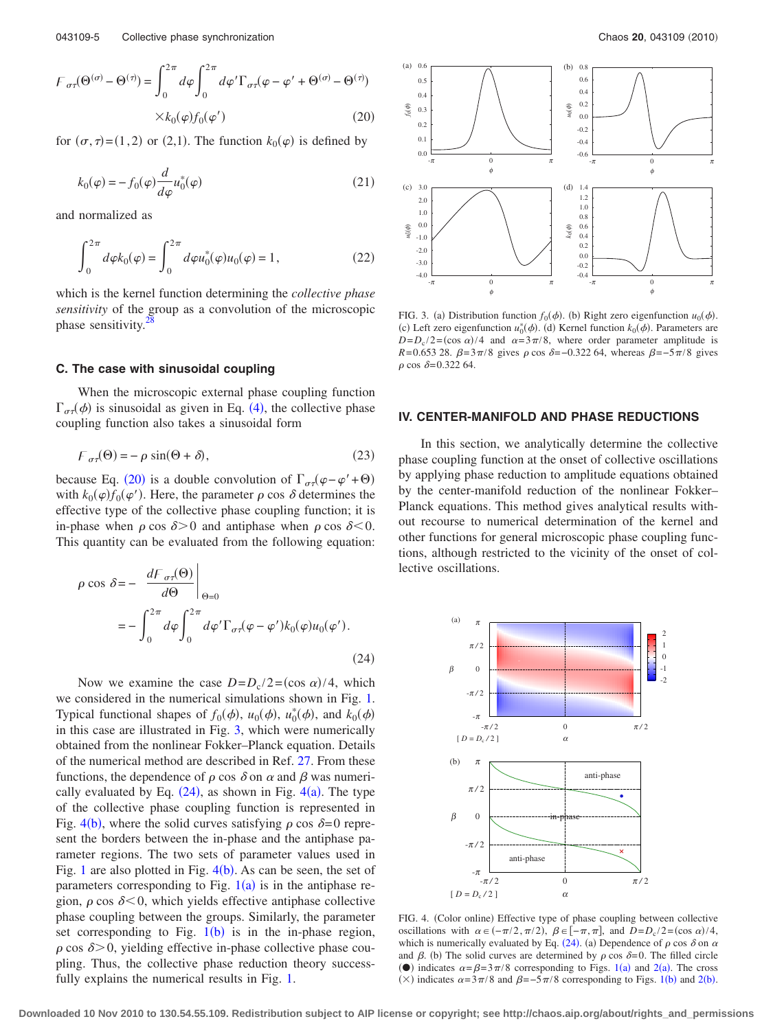$$\mathcal{F}_{\sigma\tau}(\Theta^{(\sigma)} - \Theta^{(\tau)}) = \int_0^{2\pi} d\varphi \int_0^{2\pi} d\varphi' \Gamma_{\sigma\tau}(\varphi - \varphi' + \Theta^{(\sigma)} - \Theta^{(\tau)}) \times k_0(\varphi) f_0(\varphi') \tag{20}$$

for $(\sigma, \tau) = (1,2)$ or $(2,1)$. The function $k_0(\varphi)$ is defined by

$$k_0(\varphi) = -f_0(\varphi) \frac{d}{d\varphi} u_0^*(\varphi) \tag{21}$$

and normalized as

$$\int_0^{2\pi} d\varphi k_0(\varphi) = \int_0^{2\pi} d\varphi u_0^*(\varphi) u_0(\varphi) = 1, \tag{22}$$

which is the kernel function determining the *collective phase sensitivity* of the group as a convolution of the microscopic phase sensitivity.[28]

### C. The case with sinusoidal coupling

When the microscopic external phase coupling function $\Gamma_{\sigma\tau}(\phi)$ is sinusoidal as given in Eq. (4), the collective phase coupling function also takes a sinusoidal form

$$\mathcal{F}_{\sigma\tau}(\Theta) = -\rho \sin(\Theta + \delta), \tag{23}$$

because Eq. (20) is a double convolution of $\Gamma_{\sigma\tau}(\varphi - \varphi' + \Theta)$ with $k_0(\varphi) f_0(\varphi')$. Here, the parameter $\rho \cos \delta$ determines the effective type of the collective phase coupling function; it is in-phase when $\rho \cos \delta > 0$ and antiphase when $\rho \cos \delta < 0$. This quantity can be evaluated from the following equation:

$$\rho \cos \delta = - \left. \frac{d\mathcal{F}_{\sigma\tau}(\Theta)}{d\Theta} \right|_{\Theta=0} = -\int_0^{2\pi} d\varphi \int_0^{2\pi} d\varphi' \Gamma_{\sigma\tau}(\varphi - \varphi') k_0(\varphi) u_0(\varphi'). \tag{24}$$

Now we examine the case $D = D_c/2 = (\cos \alpha)/4$, which we considered in the numerical simulations shown in Fig. 1. Typical functional shapes of $f_0(\phi)$, $u_0(\phi)$, $u_0^*(\phi)$, and $k_0(\phi)$ in this case are illustrated in Fig. 3, which were numerically obtained from the nonlinear Fokker–Planck equation. Details of the numerical method are described in Ref. 27. From these functions, the dependence of $\rho \cos \delta$ on $\alpha$ and $\beta$ was numerically evaluated by Eq. (24), as shown in Fig. 4(a). The type of the collective phase coupling function is represented in Fig. 4(b), where the solid curves satisfying $\rho \cos \delta = 0$ represent the borders between the in-phase and the antiphase parameter regions. The two sets of parameter values used in Fig. 1 are also plotted in Fig. 4(b). As can be seen, the set of parameters corresponding to Fig. 1(a) is in the antiphase region, $\rho \cos \delta < 0$, which yields effective antiphase collective phase coupling between the groups. Similarly, the parameter set corresponding to Fig. 1(b) is in the in-phase region, $\rho \cos \delta > 0$, yielding effective in-phase collective phase coupling. Thus, the collective phase reduction theory successfully explains the numerical results in Fig. 1.

FIG. 3. (a) Distribution function $f_0(\phi)$. (b) Right zero eigenfunction $u_0(\phi)$. (c) Left zero eigenfunction $u_0^*(\phi)$. (d) Kernel function $k_0(\phi)$. Parameters are $D = D_c/2 = (\cos \alpha)/4$ and $\alpha = 3\pi/8$, where order parameter amplitude is $R = 0.653\ 28$. $\beta = 3\pi/8$ gives $\rho \cos \delta = -0.322\ 64$, whereas $\beta = -5\pi/8$ gives $\rho \cos \delta = 0.322\ 64$.

## IV. CENTER-MANIFOLD AND PHASE REDUCTIONS

In this section, we analytically determine the collective phase coupling function at the onset of collective oscillations by applying phase reduction to amplitude equations obtained by the center-manifold reduction of the nonlinear Fokker–Planck equations. This method gives analytical results without recourse to numerical determination of the kernel and other functions for general microscopic phase coupling functions, although restricted to the vicinity of the onset of collective oscillations.

FIG. 4. (Color online) Effective type of phase coupling between collective oscillations with $\alpha \in (-\pi/2, \pi/2)$, $\beta \in [-\pi, \pi]$, and $D = D_c/2 = (\cos \alpha)/4$, which is numerically evaluated by Eq. (24). (a) Dependence of $\rho \cos \delta$ on $\alpha$ and $\beta$. (b) The solid curves are determined by $\rho \cos \delta = 0$. The filled circle (●) indicates $\alpha = \beta = 3\pi/8$ corresponding to Figs. 1(a) and 2(a). The cross (×) indicates $\alpha = 3\pi/8$ and $\beta = -5\pi/8$ corresponding to Figs. 1(b) and 2(b).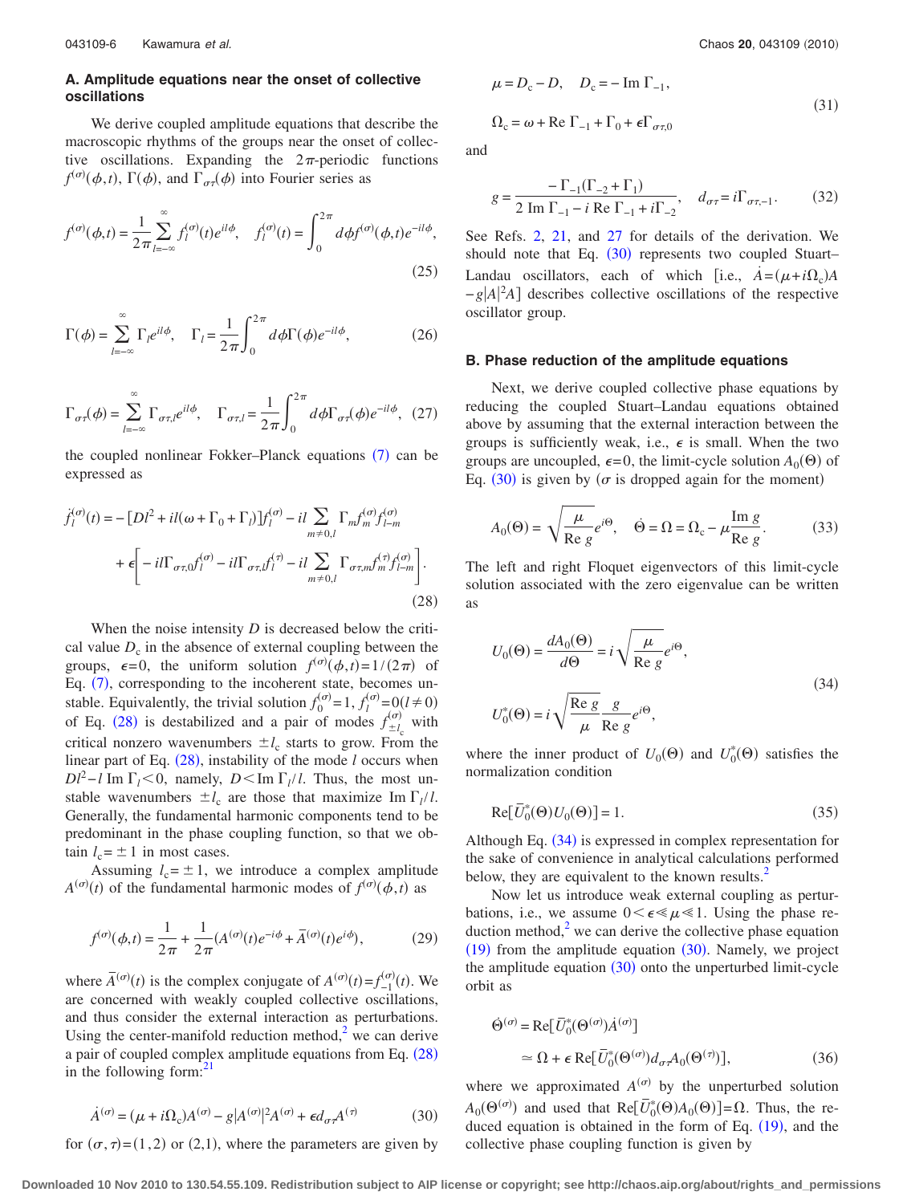### A. Amplitude equations near the onset of collective oscillations

We derive coupled amplitude equations that describe the macroscopic rhythms of the groups near the onset of collective oscillations. Expanding the $2\pi$-periodic functions $f^{(\sigma)}(\phi,t)$, $\Gamma(\phi)$, and $\Gamma_{\sigma\tau}(\phi)$ into Fourier series as

$$f^{(\sigma)}(\phi,t)=\frac{1}{2\pi}\sum_{l=-\infty}^{\infty}f_l^{(\sigma)}(t)e^{il\phi},\quad f_l^{(\sigma)}(t)=\int_0^{2\pi}d\phi f^{(\sigma)}(\phi,t)e^{-il\phi},\tag{25}$$

$$\Gamma(\phi)=\sum_{l=-\infty}^{\infty}\Gamma_l e^{il\phi},\quad \Gamma_l=\frac{1}{2\pi}\int_0^{2\pi}d\phi\Gamma(\phi)e^{-il\phi},\tag{26}$$

$$\Gamma_{\sigma\tau}(\phi)=\sum_{l=-\infty}^{\infty}\Gamma_{\sigma\tau,l}e^{il\phi},\quad \Gamma_{\sigma\tau,l}=\frac{1}{2\pi}\int_0^{2\pi}d\phi\Gamma_{\sigma\tau}(\phi)e^{-il\phi},\tag{27}$$

the coupled nonlinear Fokker–Planck equations (7) can be expressed as

$$\begin{aligned}\dot{f}_l^{(\sigma)}(t)=&-[Dl^2+il(\omega+\Gamma_0+\Gamma_l)]f_l^{(\sigma)}-il\sum_{m\neq 0,l}\Gamma_m f_m^{(\sigma)}f_{l-m}^{(\sigma)}\\&+\epsilon\left[-il\Gamma_{\sigma\tau,0}f_l^{(\sigma)}-il\Gamma_{\sigma\tau,l}f_l^{(\tau)}-il\sum_{m\neq 0,l}\Gamma_{\sigma\tau,m}f_m^{(\tau)}f_{l-m}^{(\sigma)}\right].\end{aligned}\tag{28}$$

When the noise intensity $D$ is decreased below the critical value $D_c$ in the absence of external coupling between the groups, $\epsilon=0$, the uniform solution $f^{(\sigma)}(\phi,t)=1/(2\pi)$ of Eq. (7), corresponding to the incoherent state, becomes unstable. Equivalently, the trivial solution $f_0^{(\sigma)}=1$, $f_l^{(\sigma)}=0(l\neq 0)$ of Eq. (28) is destabilized and a pair of modes $f_{\pm l_c}^{(\sigma)}$ with critical nonzero wavenumbers $\pm l_c$ starts to grow. From the linear part of Eq. (28), instability of the mode $l$ occurs when $Dl^2-l\,\mathrm{Im}\,\Gamma_l<0$, namely, $D<\mathrm{Im}\,\Gamma_l/l$. Thus, the most unstable wavenumbers $\pm l_c$ are those that maximize $\mathrm{Im}\,\Gamma_l/l$. Generally, the fundamental harmonic components tend to be predominant in the phase coupling function, so that we obtain $l_c=\pm 1$ in most cases.

Assuming $l_c=\pm 1$, we introduce a complex amplitude $A^{(\sigma)}(t)$ of the fundamental harmonic modes of $f^{(\sigma)}(\phi,t)$ as

$$f^{(\sigma)}(\phi,t)=\frac{1}{2\pi}+\frac{1}{2\pi}(A^{(\sigma)}(t)e^{-i\phi}+\bar{A}^{(\sigma)}(t)e^{i\phi}),\tag{29}$$

where $\bar{A}^{(\sigma)}(t)$ is the complex conjugate of $A^{(\sigma)}(t)=f_{-1}^{(\sigma)}(t)$. We are concerned with weakly coupled collective oscillations, and thus consider the external interaction as perturbations. Using the center-manifold reduction method,[2] we can derive a pair of coupled complex amplitude equations from Eq. (28) in the following form:[21]

$$\dot{A}^{(\sigma)}=(\mu+i\Omega_c)A^{(\sigma)}-g|A^{(\sigma)}|^2A^{(\sigma)}+\epsilon d_{\sigma\tau}A^{(\tau)}\tag{30}$$

for $(\sigma,\tau)=(1,2)$ or $(2,1)$, where the parameters are given by

$$\begin{aligned}&\mu=D_c-D,\quad D_c=-\mathrm{Im}\,\Gamma_{-1},\\&\Omega_c=\omega+\mathrm{Re}\,\Gamma_{-1}+\Gamma_0+\epsilon\Gamma_{\sigma\tau,0}\end{aligned}\tag{31}$$

and

$$g=\frac{-\Gamma_{-1}(\Gamma_{-2}+\Gamma_1)}{2\,\mathrm{Im}\,\Gamma_{-1}-i\,\mathrm{Re}\,\Gamma_{-1}+i\Gamma_{-2}},\quad d_{\sigma\tau}=i\Gamma_{\sigma\tau,-1}.\tag{32}$$

See Refs. 2, 21, and 27 for details of the derivation. We should note that Eq. (30) represents two coupled Stuart–Landau oscillators, each of which [i.e., $\dot{A}=(\mu+i\Omega_c)A-g|A|^2A$] describes collective oscillations of the respective oscillator group.

### B. Phase reduction of the amplitude equations

Next, we derive coupled collective phase equations by reducing the coupled Stuart–Landau equations obtained above by assuming that the external interaction between the groups is sufficiently weak, i.e., $\epsilon$ is small. When the two groups are uncoupled, $\epsilon=0$, the limit-cycle solution $A_0(\Theta)$ of Eq. (30) is given by ($\sigma$ is dropped again for the moment)

$$A_0(\Theta)=\sqrt{\frac{\mu}{\mathrm{Re}\,g}}e^{i\Theta},\quad \dot{\Theta}=\Omega=\Omega_c-\mu\frac{\mathrm{Im}\,g}{\mathrm{Re}\,g}.\tag{33}$$

The left and right Floquet eigenvectors of this limit-cycle solution associated with the zero eigenvalue can be written as

$$\begin{aligned}&U_0(\Theta)=\frac{dA_0(\Theta)}{d\Theta}=i\sqrt{\frac{\mu}{\mathrm{Re}\,g}}e^{i\Theta},\\&U_0^*(\Theta)=i\sqrt{\frac{\mathrm{Re}\,g}{\mu}}\frac{g}{\mathrm{Re}\,g}e^{i\Theta},\end{aligned}\tag{34}$$

where the inner product of $U_0(\Theta)$ and $U_0^*(\Theta)$ satisfies the normalization condition

$$\mathrm{Re}[\bar{U}_0^*(\Theta)U_0(\Theta)]=1.\tag{35}$$

Although Eq. (34) is expressed in complex representation for the sake of convenience in analytical calculations performed below, they are equivalent to the known results.[2]

Now let us introduce weak external coupling as perturbations, i.e., we assume $0<\epsilon\ll\mu\ll 1$. Using the phase reduction method,[2] we can derive the collective phase equation (19) from the amplitude equation (30). Namely, we project the amplitude equation (30) onto the unperturbed limit-cycle orbit as

$$\begin{aligned}\dot{\Theta}^{(\sigma)}&=\mathrm{Re}[\bar{U}_0^*(\Theta^{(\sigma)})\dot{A}^{(\sigma)}]\\&\simeq\Omega+\epsilon\,\mathrm{Re}[\bar{U}_0^*(\Theta^{(\sigma)})d_{\sigma\tau}A_0(\Theta^{(\tau)})],\end{aligned}\tag{36}$$

where we approximated $A^{(\sigma)}$ by the unperturbed solution $A_0(\Theta^{(\sigma)})$ and used that $\mathrm{Re}[\bar{U}_0^*(\Theta)A_0(\Theta)]=\Omega$. Thus, the reduced equation is obtained in the form of Eq. (19), and the collective phase coupling function is given by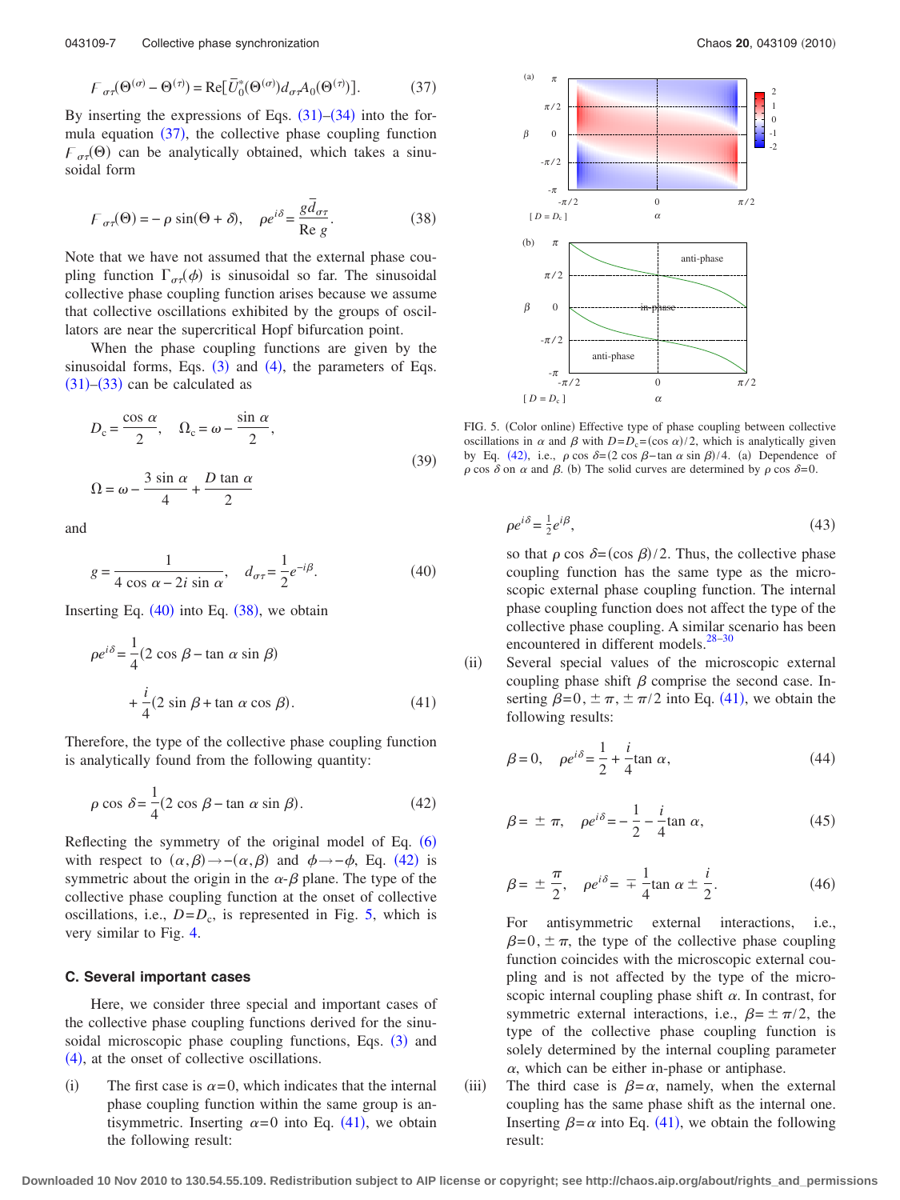$$\Gamma_{\sigma\tau}(\Theta^{(\sigma)}-\Theta^{(\tau)}) = \mathrm{Re}[\bar{U}_0^*(\Theta^{(\sigma)}) d_{\sigma\tau} A_0(\Theta^{(\tau)})]. \tag{37}$$

By inserting the expressions of Eqs. (31)–(34) into the formula equation (37), the collective phase coupling function $\Gamma_{\sigma\tau}(\Theta)$ can be analytically obtained, which takes a sinusoidal form

$$\Gamma_{\sigma\tau}(\Theta) = -\rho \sin(\Theta + \delta), \quad \rho e^{i\delta} = \frac{g\bar{d}_{\sigma\tau}}{\mathrm{Re}\, g}. \tag{38}$$

Note that we have not assumed that the external phase coupling function $\Gamma_{\sigma\tau}(\phi)$ is sinusoidal so far. The sinusoidal collective phase coupling function arises because we assume that collective oscillations exhibited by the groups of oscillators are near the supercritical Hopf bifurcation point.

When the phase coupling functions are given by the sinusoidal forms, Eqs. (3) and (4), the parameters of Eqs. (31)–(33) can be calculated as

$$D_c = \frac{\cos\alpha}{2}, \quad \Omega_c = \omega - \frac{\sin\alpha}{2},$$
$$\Omega = \omega - \frac{3\sin\alpha}{4} + \frac{D\tan\alpha}{2} \tag{39}$$

and

$$g = \frac{1}{4\cos\alpha - 2i\sin\alpha}, \quad d_{\sigma\tau} = \frac{1}{2}e^{-i\beta}. \tag{40}$$

Inserting Eq. (40) into Eq. (38), we obtain

$$\rho e^{i\delta} = \frac{1}{4}(2\cos\beta - \tan\alpha\sin\beta) + \frac{i}{4}(2\sin\beta + \tan\alpha\cos\beta). \tag{41}$$

Therefore, the type of the collective phase coupling function is analytically found from the following quantity:

$$\rho\cos\delta = \frac{1}{4}(2\cos\beta - \tan\alpha\sin\beta). \tag{42}$$

Reflecting the symmetry of the original model of Eq. (6) with respect to $(\alpha,\beta)\to-(\alpha,\beta)$ and $\phi\to-\phi$, Eq. (42) is symmetric about the origin in the $\alpha$-$\beta$ plane. The type of the collective phase coupling function at the onset of collective oscillations, i.e., $D=D_c$, is represented in Fig. 5, which is very similar to Fig. 4.

### C. Several important cases

Here, we consider three special and important cases of the collective phase coupling functions derived for the sinusoidal microscopic phase coupling functions, Eqs. (3) and (4), at the onset of collective oscillations.

(i) The first case is $\alpha=0$, which indicates that the internal phase coupling function within the same group is antisymmetric. Inserting $\alpha=0$ into Eq. (41), we obtain the following result:

FIG. 5. (Color online) Effective type of phase coupling between collective oscillations in $\alpha$ and $\beta$ with $D=D_c=(\cos\alpha)/2$, which is analytically given by Eq. (42), i.e., $\rho\cos\delta=(2\cos\beta-\tan\alpha\sin\beta)/4$. (a) Dependence of $\rho\cos\delta$ on $\alpha$ and $\beta$. (b) The solid curves are determined by $\rho\cos\delta=0$.

$$\rho e^{i\delta} = \frac{1}{2}e^{i\beta}, \tag{43}$$

so that $\rho\cos\delta=(\cos\beta)/2$. Thus, the collective phase coupling function has the same type as the microscopic external phase coupling function. The internal phase coupling function does not affect the type of the collective phase coupling. A similar scenario has been encountered in different models.[28–30]

(ii) Several special values of the microscopic external coupling phase shift $\beta$ comprise the second case. Inserting $\beta=0,\pm\pi,\pm\pi/2$ into Eq. (41), we obtain the following results:

$$\beta=0, \quad \rho e^{i\delta} = \frac{1}{2} + \frac{i}{4}\tan\alpha, \tag{44}$$

$$\beta=\pm\pi, \quad \rho e^{i\delta} = -\frac{1}{2} - \frac{i}{4}\tan\alpha, \tag{45}$$

$$\beta=\pm\frac{\pi}{2}, \quad \rho e^{i\delta} = \mp\frac{1}{4}\tan\alpha \pm \frac{i}{2}. \tag{46}$$

For antisymmetric external interactions, i.e., $\beta=0,\pm\pi$, the type of the collective phase coupling function coincides with the microscopic external coupling and is not affected by the type of the microscopic internal coupling phase shift $\alpha$. In contrast, for symmetric external interactions, i.e., $\beta=\pm\pi/2$, the type of the collective phase coupling function is solely determined by the internal coupling parameter $\alpha$, which can be either in-phase or antiphase.

(iii) The third case is $\beta=\alpha$, namely, when the external coupling has the same phase shift as the internal one. Inserting $\beta=\alpha$ into Eq. (41), we obtain the following result: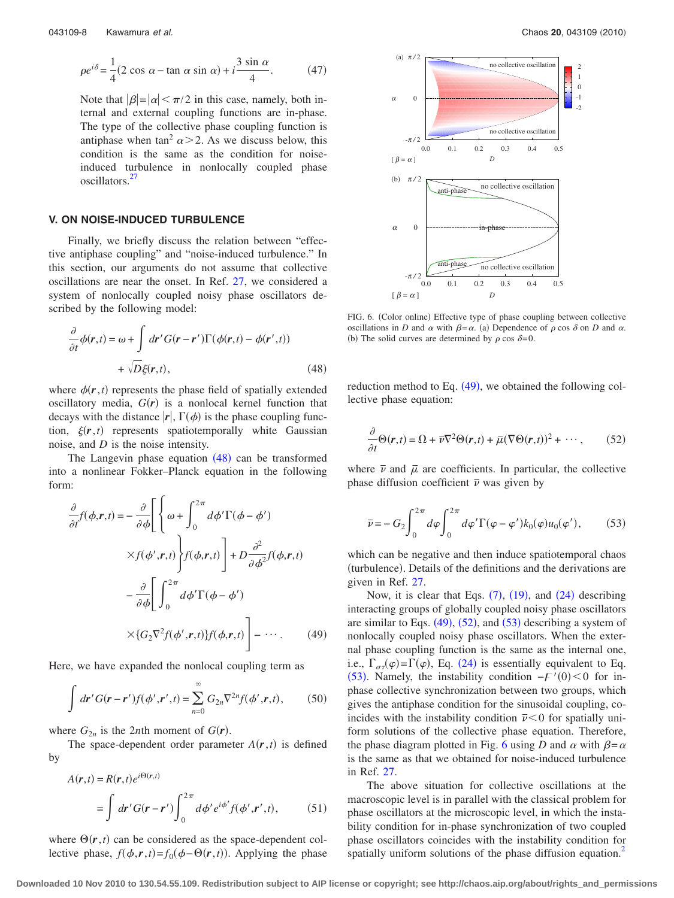$$\rho e^{i\delta} = \frac{1}{4}(2\cos\alpha - \tan\alpha\sin\alpha) + i\frac{3\sin\alpha}{4}. \tag{47}$$

Note that $|\beta| = |\alpha| < \pi/2$ in this case, namely, both internal and external coupling functions are in-phase. The type of the collective phase coupling function is antiphase when $\tan^2\alpha > 2$. As we discuss below, this condition is the same as the condition for noise-induced turbulence in nonlocally coupled phase oscillators.[27]

## V. ON NOISE-INDUCED TURBULENCE

Finally, we briefly discuss the relation between "effective antiphase coupling" and "noise-induced turbulence." In this section, our arguments do not assume that collective oscillations are near the onset. In Ref. 27, we considered a system of nonlocally coupled noisy phase oscillators described by the following model:

$$\frac{\partial}{\partial t}\phi(\boldsymbol{r},t) = \omega + \int d\boldsymbol{r}' G(\boldsymbol{r}-\boldsymbol{r}')\Gamma(\phi(\boldsymbol{r},t) - \phi(\boldsymbol{r}',t)) + \sqrt{D}\xi(\boldsymbol{r},t), \tag{48}$$

where $\phi(\boldsymbol{r},t)$ represents the phase field of spatially extended oscillatory media, $G(\boldsymbol{r})$ is a nonlocal kernel function that decays with the distance $|\boldsymbol{r}|$, $\Gamma(\phi)$ is the phase coupling function, $\xi(\boldsymbol{r},t)$ represents spatiotemporally white Gaussian noise, and $D$ is the noise intensity.

The Langevin phase equation (48) can be transformed into a nonlinear Fokker–Planck equation in the following form:

$$\begin{aligned}\frac{\partial}{\partial t}f(\phi,\boldsymbol{r},t) = &-\frac{\partial}{\partial\phi}\left[\left\{\omega + \int_0^{2\pi} d\phi'\Gamma(\phi-\phi') \times f(\phi',\boldsymbol{r},t)\right\}f(\phi,\boldsymbol{r},t)\right] + D\frac{\partial^2}{\partial\phi^2}f(\phi,\boldsymbol{r},t)\\ &-\frac{\partial}{\partial\phi}\left[\int_0^{2\pi} d\phi'\Gamma(\phi-\phi') \times \{G_2\nabla^2 f(\phi',\boldsymbol{r},t)\}f(\phi,\boldsymbol{r},t)\right] - \cdots.\end{aligned} \tag{49}$$

Here, we have expanded the nonlocal coupling term as

$$\int d\boldsymbol{r}' G(\boldsymbol{r}-\boldsymbol{r}')f(\phi',\boldsymbol{r}',t) = \sum_{n=0}^{\infty} G_{2n}\nabla^{2n}f(\phi',\boldsymbol{r},t), \tag{50}$$

where $G_{2n}$ is the $2n$th moment of $G(\boldsymbol{r})$.

The space-dependent order parameter $A(\boldsymbol{r},t)$ is defined by

$$A(\boldsymbol{r},t) = R(\boldsymbol{r},t)e^{i\Theta(\boldsymbol{r},t)} = \int d\boldsymbol{r}' G(\boldsymbol{r}-\boldsymbol{r}')\int_0^{2\pi} d\phi' e^{i\phi'} f(\phi',\boldsymbol{r}',t), \tag{51}$$

where $\Theta(\boldsymbol{r},t)$ can be considered as the space-dependent collective phase, $f(\phi,\boldsymbol{r},t) = f_0(\phi - \Theta(\boldsymbol{r},t))$. Applying the phase reduction method to Eq. (49), we obtained the following collective phase equation:

$$\frac{\partial}{\partial t}\Theta(\boldsymbol{r},t) = \Omega + \bar{\nu}\nabla^2\Theta(\boldsymbol{r},t) + \bar{\mu}(\nabla\Theta(\boldsymbol{r},t))^2 + \cdots, \tag{52}$$

where $\bar{\nu}$ and $\bar{\mu}$ are coefficients. In particular, the collective phase diffusion coefficient $\bar{\nu}$ was given by

$$\bar{\nu} = -G_2\int_0^{2\pi} d\varphi\int_0^{2\pi} d\varphi'\Gamma(\varphi-\varphi')k_0(\varphi)u_0(\varphi'), \tag{53}$$

which can be negative and then induce spatiotemporal chaos (turbulence). Details of the definitions and the derivations are given in Ref. 27.

Now, it is clear that Eqs. (7), (19), and (24) describing interacting groups of globally coupled noisy phase oscillators are similar to Eqs. (49), (52), and (53) describing a system of nonlocally coupled noisy phase oscillators. When the external phase coupling function is the same as the internal one, i.e., $\Gamma_{\sigma\tau}(\varphi) = \Gamma(\varphi)$, Eq. (24) is essentially equivalent to Eq. (53). Namely, the instability condition $-F'(0) < 0$ for in-phase collective synchronization between two groups, which gives the antiphase condition for the sinusoidal coupling, coincides with the instability condition $\bar{\nu} < 0$ for spatially uniform solutions of the collective phase equation. Therefore, the phase diagram plotted in Fig. 6 using $D$ and $\alpha$ with $\beta = \alpha$ is the same as that we obtained for noise-induced turbulence in Ref. 27.

The above situation for collective oscillations at the macroscopic level is in parallel with the classical problem for phase oscillators at the microscopic level, in which the instability condition for in-phase synchronization of two coupled phase oscillators coincides with the instability condition for spatially uniform solutions of the phase diffusion equation.[2]

FIG. 6. (Color online) Effective type of phase coupling between collective oscillations in $D$ and $\alpha$ with $\beta = \alpha$. (a) Dependence of $\rho\cos\delta$ on $D$ and $\alpha$. (b) The solid curves are determined by $\rho\cos\delta = 0$.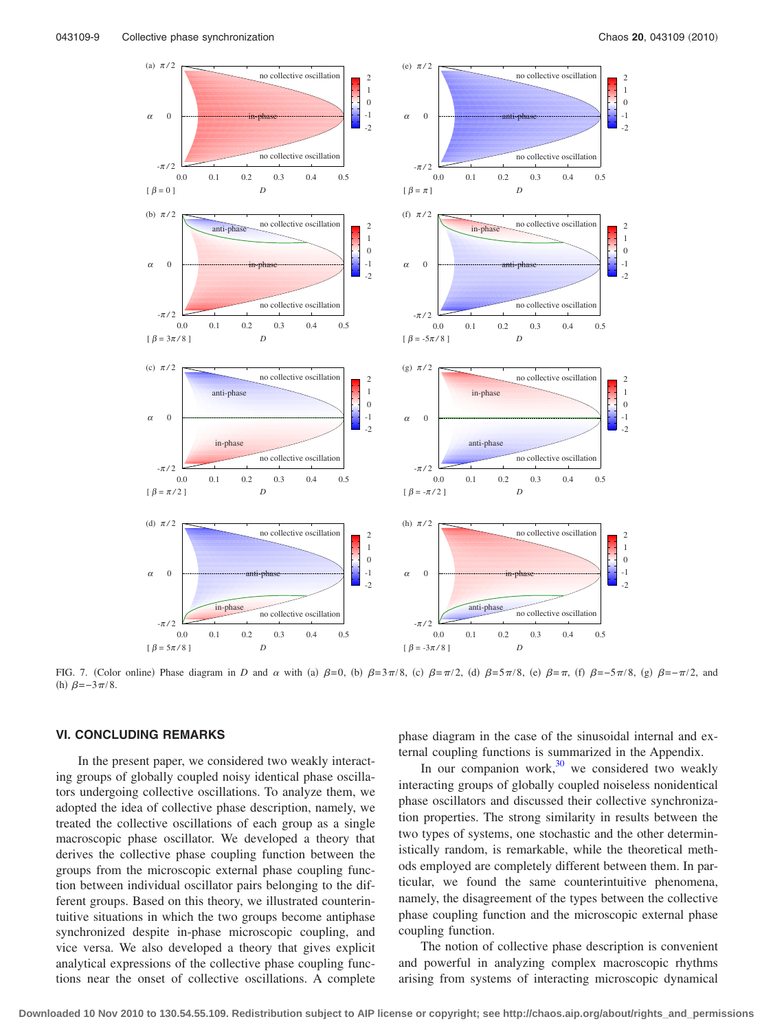FIG. 7. (Color online) Phase diagram in $D$ and $\alpha$ with (a) $\beta=0$, (b) $\beta=3\pi/8$, (c) $\beta=\pi/2$, (d) $\beta=5\pi/8$, (e) $\beta=\pi$, (f) $\beta=-5\pi/8$, (g) $\beta=-\pi/2$, and (h) $\beta=-3\pi/8$.

## VI. CONCLUDING REMARKS

In the present paper, we considered two weakly interacting groups of globally coupled noisy identical phase oscillators undergoing collective oscillations. To analyze them, we adopted the idea of collective phase description, namely, we treated the collective oscillations of each group as a single macroscopic phase oscillator. We developed a theory that derives the collective phase coupling function between the groups from the microscopic external phase coupling function between individual oscillator pairs belonging to the different groups. Based on this theory, we illustrated counterintuitive situations in which the two groups become antiphase synchronized despite in-phase microscopic coupling, and vice versa. We also developed a theory that gives explicit analytical expressions of the collective phase coupling functions near the onset of collective oscillations. A complete phase diagram in the case of the sinusoidal internal and external coupling functions is summarized in the Appendix.

In our companion work,[30] we considered two weakly interacting groups of globally coupled noiseless nonidentical phase oscillators and discussed their collective synchronization properties. The strong similarity in results between the two types of systems, one stochastic and the other deterministically random, is remarkable, while the theoretical methods employed are completely different between them. In particular, we found the same counterintuitive phenomena, namely, the disagreement of the types between the collective phase coupling function and the microscopic external phase coupling function.

The notion of collective phase description is convenient and powerful in analyzing complex macroscopic rhythms arising from systems of interacting microscopic dynamical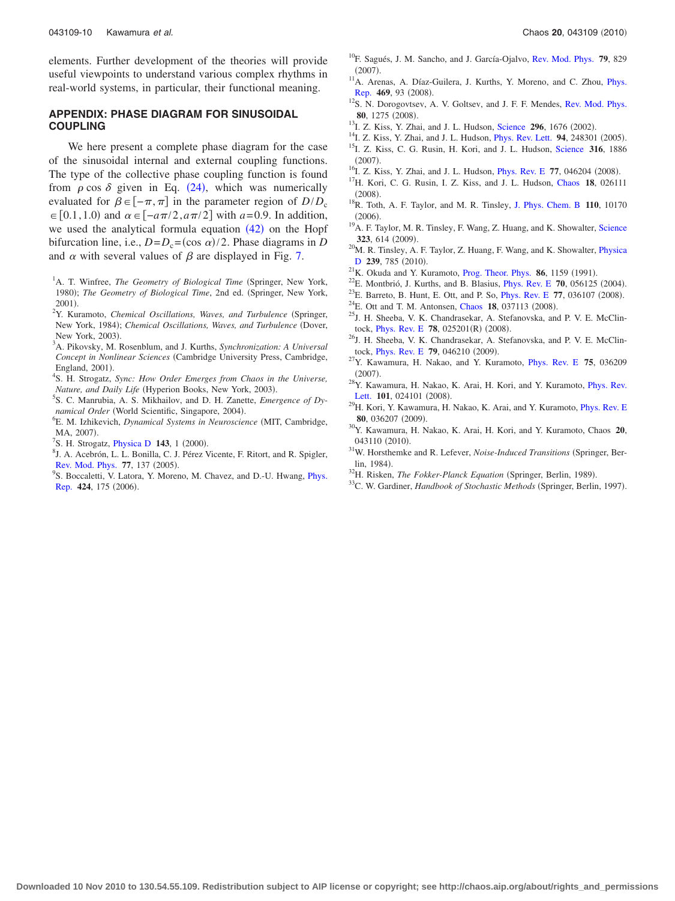elements. Further development of the theories will provide useful viewpoints to understand various complex rhythms in real-world systems, in particular, their functional meaning.

## APPENDIX: PHASE DIAGRAM FOR SINUSOIDAL COUPLING

We here present a complete phase diagram for the case of the sinusoidal internal and external coupling functions. The type of the collective phase coupling function is found from $\rho \cos \delta$ given in Eq. (24), which was numerically evaluated for $\beta \in [-\pi, \pi]$ in the parameter region of $D/D_c \in [0.1, 1.0)$ and $\alpha \in [-a\pi/2, a\pi/2]$ with $a=0.9$. In addition, we used the analytical formula equation (42) on the Hopf bifurcation line, i.e., $D=D_c=(\cos \alpha)/2$. Phase diagrams in $D$ and $\alpha$ with several values of $\beta$ are displayed in Fig. 7.

[1] A. T. Winfree, *The Geometry of Biological Time* (Springer, New York, 1980); *The Geometry of Biological Time*, 2nd ed. (Springer, New York, 2001).

[2] Y. Kuramoto, *Chemical Oscillations, Waves, and Turbulence* (Springer, New York, 1984); *Chemical Oscillations, Waves, and Turbulence* (Dover, New York, 2003).

[3] A. Pikovsky, M. Rosenblum, and J. Kurths, *Synchronization: A Universal Concept in Nonlinear Sciences* (Cambridge University Press, Cambridge, England, 2001).

[4] S. H. Strogatz, *Sync: How Order Emerges from Chaos in the Universe, Nature, and Daily Life* (Hyperion Books, New York, 2003).

[5] S. C. Manrubia, A. S. Mikhailov, and D. H. Zanette, *Emergence of Dynamical Order* (World Scientific, Singapore, 2004).

[6] E. M. Izhikevich, *Dynamical Systems in Neuroscience* (MIT, Cambridge, MA, 2007).

[7] S. H. Strogatz, Physica D **143**, 1 (2000).

[8] J. A. Acebrón, L. L. Bonilla, C. J. Pérez Vicente, F. Ritort, and R. Spigler, Rev. Mod. Phys. **77**, 137 (2005).

[9] S. Boccaletti, V. Latora, Y. Moreno, M. Chavez, and D.-U. Hwang, Phys. Rep. **424**, 175 (2006).

[10] F. Sagués, J. M. Sancho, and J. García-Ojalvo, Rev. Mod. Phys. **79**, 829 (2007).

[11] A. Arenas, A. Díaz-Guilera, J. Kurths, Y. Moreno, and C. Zhou, Phys. Rep. **469**, 93 (2008).

[12] S. N. Dorogovtsev, A. V. Goltsev, and J. F. F. Mendes, Rev. Mod. Phys. **80**, 1275 (2008).

[13] I. Z. Kiss, Y. Zhai, and J. L. Hudson, Science **296**, 1676 (2002).

[14] I. Z. Kiss, Y. Zhai, and J. L. Hudson, Phys. Rev. Lett. **94**, 248301 (2005).

[15] I. Z. Kiss, C. G. Rusin, H. Kori, and J. L. Hudson, Science **316**, 1886 (2007).

[16] I. Z. Kiss, Y. Zhai, and J. L. Hudson, Phys. Rev. E **77**, 046204 (2008).

[17] H. Kori, C. G. Rusin, I. Z. Kiss, and J. L. Hudson, Chaos **18**, 026111 (2008).

[18] R. Toth, A. F. Taylor, and M. R. Tinsley, J. Phys. Chem. B **110**, 10170 (2006).

[19] A. F. Taylor, M. R. Tinsley, F. Wang, Z. Huang, and K. Showalter, Science **323**, 614 (2009).

[20] M. R. Tinsley, A. F. Taylor, Z. Huang, F. Wang, and K. Showalter, Physica D **239**, 785 (2010).

[21] K. Okuda and Y. Kuramoto, Prog. Theor. Phys. **86**, 1159 (1991).

[22] E. Montbrió, J. Kurths, and B. Blasius, Phys. Rev. E **70**, 056125 (2004).

[23] E. Barreto, B. Hunt, E. Ott, and P. So, Phys. Rev. E **77**, 036107 (2008).

[24] E. Ott and T. M. Antonsen, Chaos **18**, 037113 (2008).

[25] J. H. Sheeba, V. K. Chandrasekar, A. Stefanovska, and P. V. E. McClintock, Phys. Rev. E **78**, 025201(R) (2008).

[26] J. H. Sheeba, V. K. Chandrasekar, A. Stefanovska, and P. V. E. McClintock, Phys. Rev. E **79**, 046210 (2009).

[27] Y. Kawamura, H. Nakao, and Y. Kuramoto, Phys. Rev. E **75**, 036209 (2007).

[28] Y. Kawamura, H. Nakao, K. Arai, H. Kori, and Y. Kuramoto, Phys. Rev. Lett. **101**, 024101 (2008).

[29] H. Kori, Y. Kawamura, H. Nakao, K. Arai, and Y. Kuramoto, Phys. Rev. E **80**, 036207 (2009).

[30] Y. Kawamura, H. Nakao, K. Arai, H. Kori, and Y. Kuramoto, Chaos **20**, 043110 (2010).

[31] W. Horsthemke and R. Lefever, *Noise-Induced Transitions* (Springer, Berlin, 1984).

[32] H. Risken, *The Fokker-Planck Equation* (Springer, Berlin, 1989).

[33] C. W. Gardiner, *Handbook of Stochastic Methods* (Springer, Berlin, 1997).